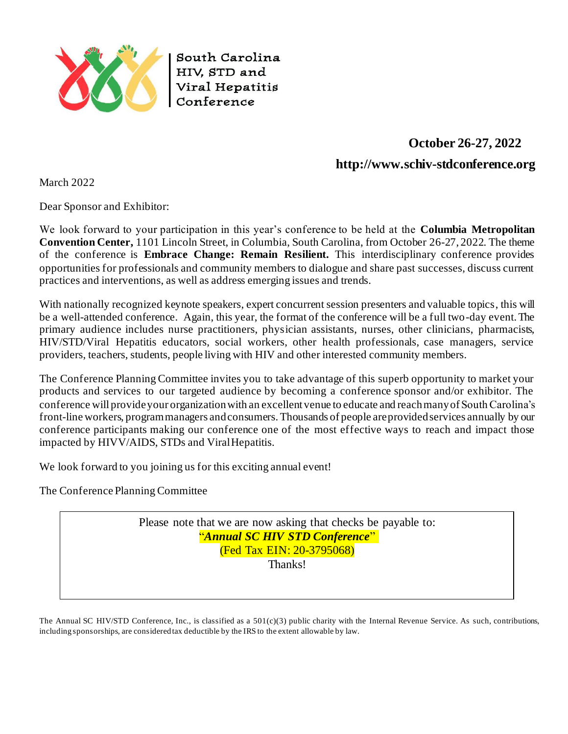**South Carolina HIV, STD and Viral Hepatitis Conference**

**October 26-27, 2022**

**http://www.schiv-stdconference.org**

March 2022

Dear Sponsor and Exhibitor:

We look forward to your participation in this year's conference to be held at the **Columbia Metropolitan Convention Center,** 1101 Lincoln Street, in Columbia, South Carolina, from October 26-27, 2022. The theme of the conference is **Embrace Change: Remain Resilient.** This interdisciplinary conference provides opportunities for professionals and community members to dialogue and share past successes, discuss current practices and interventions, as well as address emerging issues and trends.

With nationally recognized keynote speakers, expert concurrent session presenters and valuable topics, this will be a well-attended conference. Again, this year, the format of the conference will be a full two-day event. The primary audience includes nurse practitioners, physician assistants, nurses, other clinicians, pharmacists, HIV/STD/Viral Hepatitis educators, social workers, other health professionals, case managers, service providers, teachers, students, people living with HIV and other interested community members.

The Conference Planning Committee invites you to take advantage of this superb opportunity to market your products and services to our targeted audience by becoming a conference sponsor and/or exhibitor. The conference will provide your organization with an excellent venue to educate and reach many of South Carolina's front-line workers, program managers and consumers. Thousands of people are provided services annually by our conference participants making our conference one of the most effective ways to reach and impact those impacted by HIVV/AIDS, STDs and Viral Hepatitis.

We look forward to you joining us for this exciting annual event!

The Conference Planning Committee

> Please note that we are now asking that checks be payable to:
> "***Annual SC HIV STD Conference***"
> (Fed Tax EIN: 20-3795068)
> Thanks!

The Annual SC HIV/STD Conference, Inc., is classified as a 501(c)(3) public charity with the Internal Revenue Service. As such, contributions, including sponsorships, are considered tax deductible by the IRS to the extent allowable by law.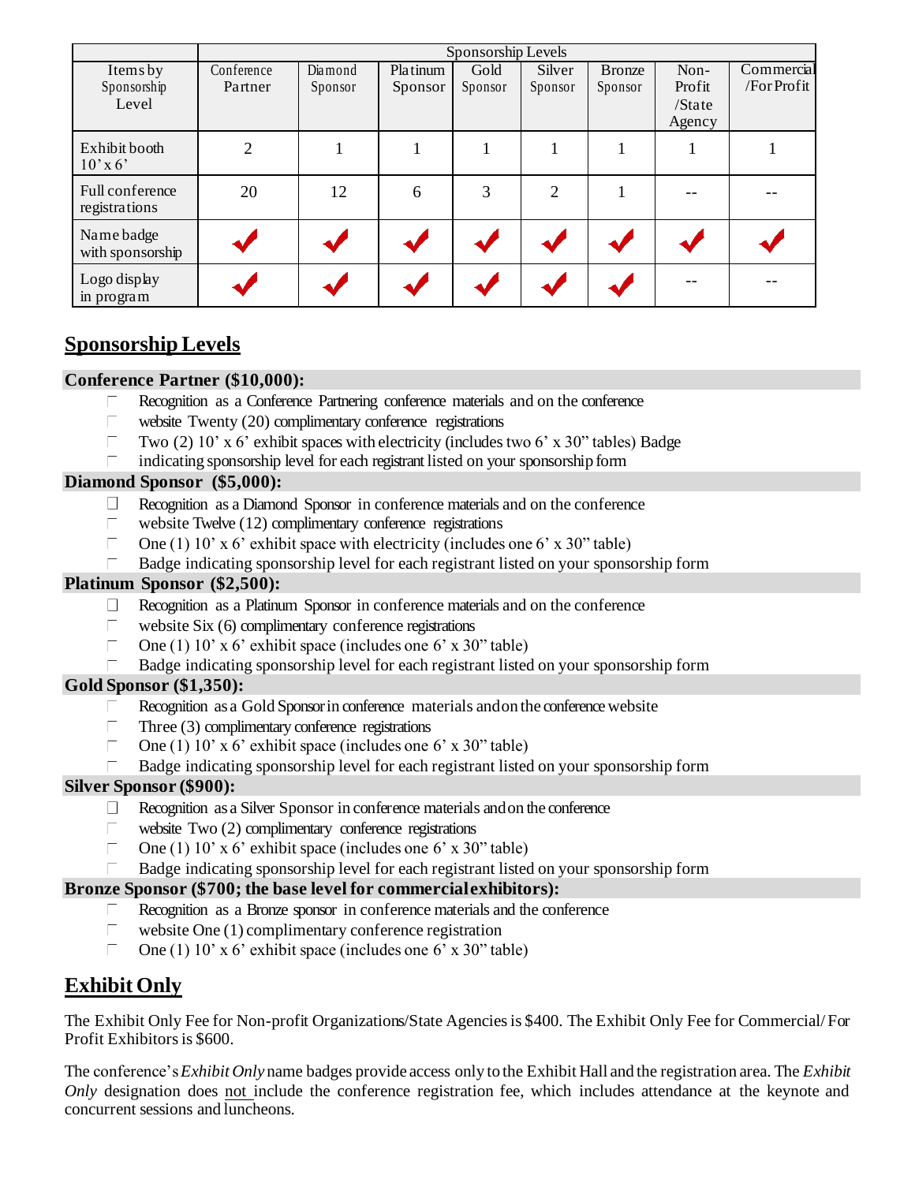| Items by Sponsorship Level | Sponsorship Levels | | | | | | | |
|---|---|---|---|---|---|---|---|---|
| | Conference Partner | Diamond Sponsor | Platinum Sponsor | Gold Sponsor | Silver Sponsor | Bronze Sponsor | Non-Profit /State Agency | Commercial /For Profit |
| Exhibit booth 10' x 6' | 2 | 1 | 1 | 1 | 1 | 1 | 1 | 1 |
| Full conference registrations | 20 | 12 | 6 | 3 | 2 | 1 | -- | -- |
| Name badge with sponsorship | ✓ | ✓ | ✓ | ✓ | ✓ | ✓ | ✓ | ✓ |
| Logo display in program | ✓ | ✓ | ✓ | ✓ | ✓ | ✓ | -- | -- |

## Sponsorship Levels

**Conference Partner ($10,000):**

- Recognition as a Conference Partnering conference materials and on the conference
- website Twenty (20) complimentary conference registrations
- Two (2) 10' x 6' exhibit spaces with electricity (includes two 6' x 30" tables) Badge
- indicating sponsorship level for each registrant listed on your sponsorship form

**Diamond Sponsor ($5,000):**

- Recognition as a Diamond Sponsor in conference materials and on the conference
- website Twelve (12) complimentary conference registrations
- One (1) 10' x 6' exhibit space with electricity (includes one 6' x 30" table)
- Badge indicating sponsorship level for each registrant listed on your sponsorship form

**Platinum Sponsor ($2,500):**

- Recognition as a Platinum Sponsor in conference materials and on the conference
- website Six (6) complimentary conference registrations
- One (1) 10' x 6' exhibit space (includes one 6' x 30" table)
- Badge indicating sponsorship level for each registrant listed on your sponsorship form

**Gold Sponsor ($1,350):**

- Recognition as a Gold Sponsor in conference materials and on the conference website
- Three (3) complimentary conference registrations
- One (1) 10' x 6' exhibit space (includes one 6' x 30" table)
- Badge indicating sponsorship level for each registrant listed on your sponsorship form

**Silver Sponsor ($900):**

- Recognition as a Silver Sponsor in conference materials and on the conference
- website Two (2) complimentary conference registrations
- One (1) 10' x 6' exhibit space (includes one 6' x 30" table)
- Badge indicating sponsorship level for each registrant listed on your sponsorship form

**Bronze Sponsor ($700; the base level for commercial exhibitors):**

- Recognition as a Bronze sponsor in conference materials and the conference
- website One (1) complimentary conference registration
- One (1) 10' x 6' exhibit space (includes one 6' x 30" table)

## Exhibit Only

The Exhibit Only Fee for Non-profit Organizations/State Agencies is $400. The Exhibit Only Fee for Commercial/ For Profit Exhibitors is $600.

The conference's *Exhibit Only* name badges provide access only to the Exhibit Hall and the registration area. The *Exhibit Only* designation does not include the conference registration fee, which includes attendance at the keynote and concurrent sessions and luncheons.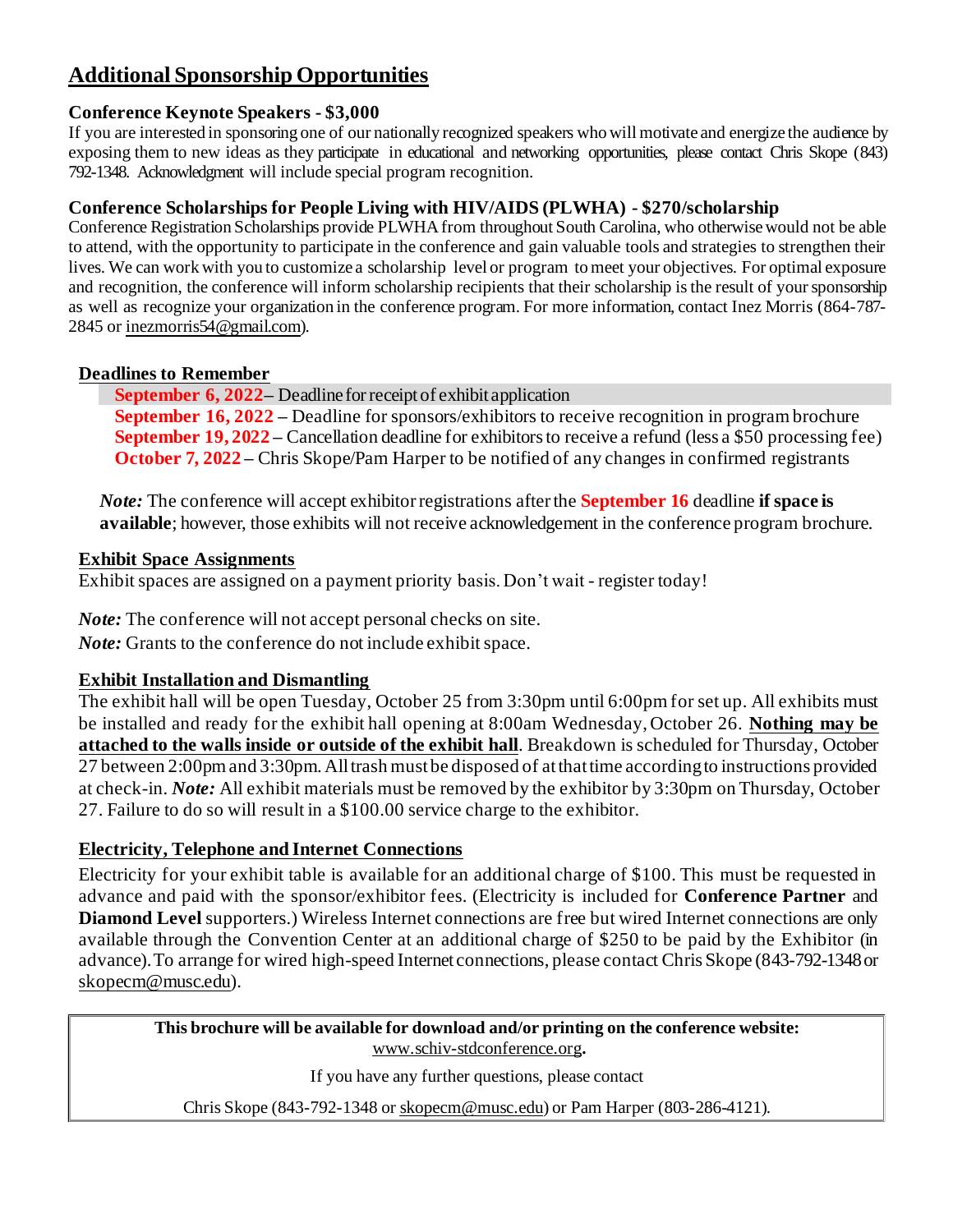## Additional Sponsorship Opportunities

### Conference Keynote Speakers - $3,000

If you are interested in sponsoring one of our nationally recognized speakers who will motivate and energize the audience by exposing them to new ideas as they participate in educational and networking opportunities, please contact Chris Skope (843) 792-1348. Acknowledgment will include special program recognition.

### Conference Scholarships for People Living with HIV/AIDS (PLWHA) - $270/scholarship

Conference Registration Scholarships provide PLWHA from throughout South Carolina, who otherwise would not be able to attend, with the opportunity to participate in the conference and gain valuable tools and strategies to strengthen their lives. We can work with you to customize a scholarship level or program to meet your objectives. For optimal exposure and recognition, the conference will inform scholarship recipients that their scholarship is the result of your sponsorship as well as recognize your organization in the conference program. For more information, contact Inez Morris (864-787-2845 or inezmorris54@gmail.com).

### Deadlines to Remember

**September 6, 2022** – Deadline for receipt of exhibit application
**September 16, 2022** – Deadline for sponsors/exhibitors to receive recognition in program brochure
**September 19, 2022** – Cancellation deadline for exhibitors to receive a refund (less a $50 processing fee)
**October 7, 2022** – Chris Skope/Pam Harper to be notified of any changes in confirmed registrants

***Note:*** The conference will accept exhibitor registrations after the **September 16** deadline **if space is available**; however, those exhibits will not receive acknowledgement in the conference program brochure.

### Exhibit Space Assignments

Exhibit spaces are assigned on a payment priority basis. Don't wait - register today!

***Note:*** The conference will not accept personal checks on site.
***Note:*** Grants to the conference do not include exhibit space.

### Exhibit Installation and Dismantling

The exhibit hall will be open Tuesday, October 25 from 3:30pm until 6:00pm for set up. All exhibits must be installed and ready for the exhibit hall opening at 8:00am Wednesday, October 26. **Nothing may be attached to the walls inside or outside of the exhibit hall**. Breakdown is scheduled for Thursday, October 27 between 2:00pm and 3:30pm. All trash must be disposed of at that time according to instructions provided at check-in. ***Note:*** All exhibit materials must be removed by the exhibitor by 3:30pm on Thursday, October 27. Failure to do so will result in a $100.00 service charge to the exhibitor.

### Electricity, Telephone and Internet Connections

Electricity for your exhibit table is available for an additional charge of $100. This must be requested in advance and paid with the sponsor/exhibitor fees. (Electricity is included for **Conference Partner** and **Diamond Level** supporters.) Wireless Internet connections are free but wired Internet connections are only available through the Convention Center at an additional charge of $250 to be paid by the Exhibitor (in advance). To arrange for wired high-speed Internet connections, please contact Chris Skope (843-792-1348 or skopecm@musc.edu).

---

**This brochure will be available for download and/or printing on the conference website:** www.schiv-stdconference.org**.**

If you have any further questions, please contact

Chris Skope (843-792-1348 or skopecm@musc.edu) or Pam Harper (803-286-4121).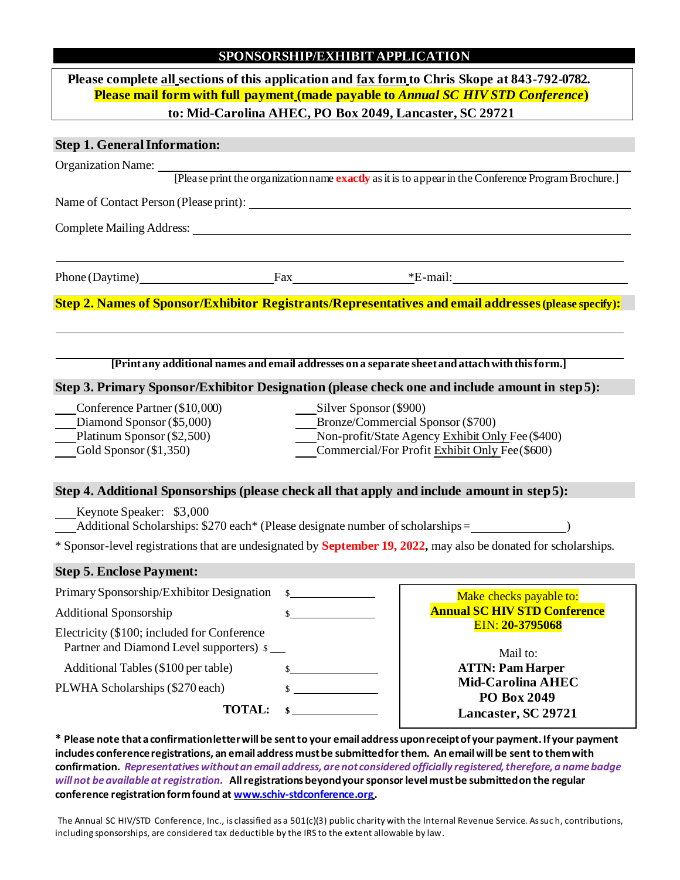## SPONSORSHIP/EXHIBIT APPLICATION

**Please complete all sections of this application and fax form to Chris Skope at 843-792-0782.**
**Please mail form with full payment (made payable to *Annual SC HIV STD Conference*)**
**to: Mid-Carolina AHEC, PO Box 2049, Lancaster, SC 29721**

### Step 1. General Information:

Organization Name: ____________________________________________
[Please print the organization name **exactly** as it is to appear in the Conference Program Brochure.]

Name of Contact Person (Please print): ____________________________________________

Complete Mailing Address: ____________________________________________

____________________________________________

Phone (Daytime)____________________ Fax____________________ *E-mail:____________________

### Step 2. Names of Sponsor/Exhibitor Registrants/Representatives and email addresses (please specify):

____________________________________________

____________________________________________

**[Print any additional names and email addresses on a separate sheet and attach with this form.]**

### Step 3. Primary Sponsor/Exhibitor Designation (please check one and include amount in step 5):

___Conference Partner ($10,000)
___Diamond Sponsor ($5,000)
___Platinum Sponsor ($2,500)
___Gold Sponsor ($1,350)
___Silver Sponsor ($900)
___Bronze/Commercial Sponsor ($700)
___Non-profit/State Agency Exhibit Only Fee ($400)
___Commercial/For Profit Exhibit Only Fee ($600)

### Step 4. Additional Sponsorships (please check all that apply and include amount in step 5):

___Keynote Speaker: $3,000
___Additional Scholarships: $270 each* (Please designate number of scholarships =_______________)

* Sponsor-level registrations that are undesignated by **September 19, 2022,** may also be donated for scholarships.

### Step 5. Enclose Payment:

Primary Sponsorship/Exhibitor Designation $_______________

Additional Sponsorship $_______________

Electricity ($100; included for Conference Partner and Diamond Level supporters) $ ___

Additional Tables ($100 per table) $_______________

PLWHA Scholarships ($270 each) $_______________

**TOTAL:** $_______________

Make checks payable to:
**Annual SC HIV STD Conference**
EIN: **20-3795068**

Mail to:
**ATTN: Pam Harper**
**Mid-Carolina AHEC**
**PO Box 2049**
**Lancaster, SC 29721**

**\* Please note that a confirmation letter will be sent to your email address upon receipt of your payment. If your payment includes conference registrations, an email address must be submitted for them. An email will be sent to them with confirmation.** ***Representatives without an email address, are not considered officially registered, therefore, a name badge will not be available at registration.*** **All registrations beyond your sponsor level must be submitted on the regular conference registration form found at www.schiv-stdconference.org.**

The Annual SC HIV/STD Conference, Inc., is classified as a 501(c)(3) public charity with the Internal Revenue Service. As such, contributions, including sponsorships, are considered tax deductible by the IRS to the extent allowable by law.